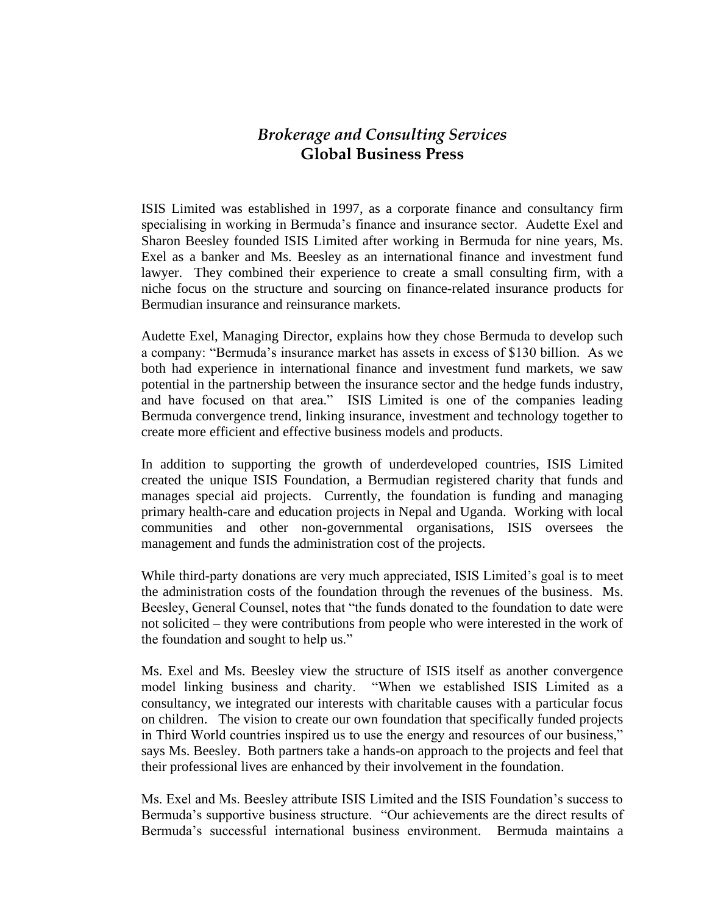# *Brokerage and Consulting Services*
## **Global Business Press**

ISIS Limited was established in 1997, as a corporate finance and consultancy firm specialising in working in Bermuda's finance and insurance sector. Audette Exel and Sharon Beesley founded ISIS Limited after working in Bermuda for nine years, Ms. Exel as a banker and Ms. Beesley as an international finance and investment fund lawyer. They combined their experience to create a small consulting firm, with a niche focus on the structure and sourcing on finance-related insurance products for Bermudian insurance and reinsurance markets.

Audette Exel, Managing Director, explains how they chose Bermuda to develop such a company: "Bermuda's insurance market has assets in excess of $130 billion. As we both had experience in international finance and investment fund markets, we saw potential in the partnership between the insurance sector and the hedge funds industry, and have focused on that area." ISIS Limited is one of the companies leading Bermuda convergence trend, linking insurance, investment and technology together to create more efficient and effective business models and products.

In addition to supporting the growth of underdeveloped countries, ISIS Limited created the unique ISIS Foundation, a Bermudian registered charity that funds and manages special aid projects. Currently, the foundation is funding and managing primary health-care and education projects in Nepal and Uganda. Working with local communities and other non-governmental organisations, ISIS oversees the management and funds the administration cost of the projects.

While third-party donations are very much appreciated, ISIS Limited's goal is to meet the administration costs of the foundation through the revenues of the business. Ms. Beesley, General Counsel, notes that "the funds donated to the foundation to date were not solicited – they were contributions from people who were interested in the work of the foundation and sought to help us."

Ms. Exel and Ms. Beesley view the structure of ISIS itself as another convergence model linking business and charity. "When we established ISIS Limited as a consultancy, we integrated our interests with charitable causes with a particular focus on children. The vision to create our own foundation that specifically funded projects in Third World countries inspired us to use the energy and resources of our business," says Ms. Beesley. Both partners take a hands-on approach to the projects and feel that their professional lives are enhanced by their involvement in the foundation.

Ms. Exel and Ms. Beesley attribute ISIS Limited and the ISIS Foundation's success to Bermuda's supportive business structure. "Our achievements are the direct results of Bermuda's successful international business environment. Bermuda maintains a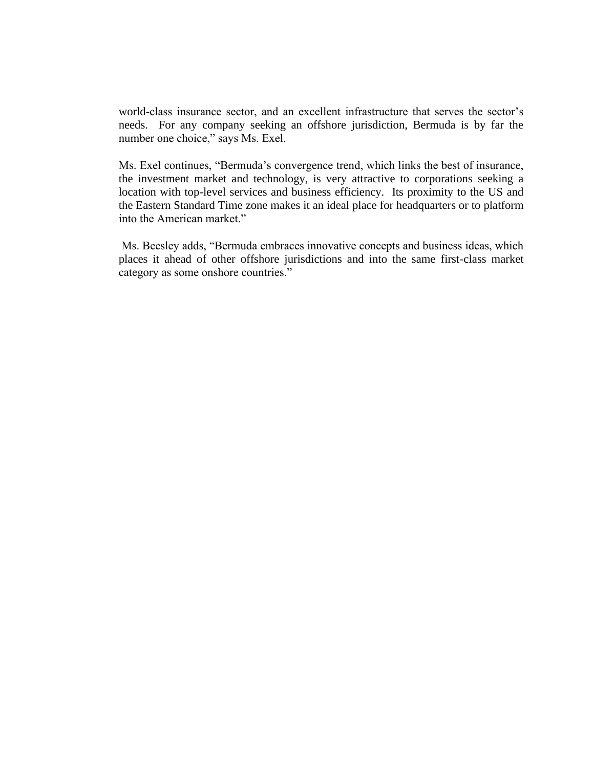world-class insurance sector, and an excellent infrastructure that serves the sector's needs. For any company seeking an offshore jurisdiction, Bermuda is by far the number one choice," says Ms. Exel.

Ms. Exel continues, "Bermuda's convergence trend, which links the best of insurance, the investment market and technology, is very attractive to corporations seeking a location with top-level services and business efficiency. Its proximity to the US and the Eastern Standard Time zone makes it an ideal place for headquarters or to platform into the American market."

Ms. Beesley adds, "Bermuda embraces innovative concepts and business ideas, which places it ahead of other offshore jurisdictions and into the same first-class market category as some onshore countries."